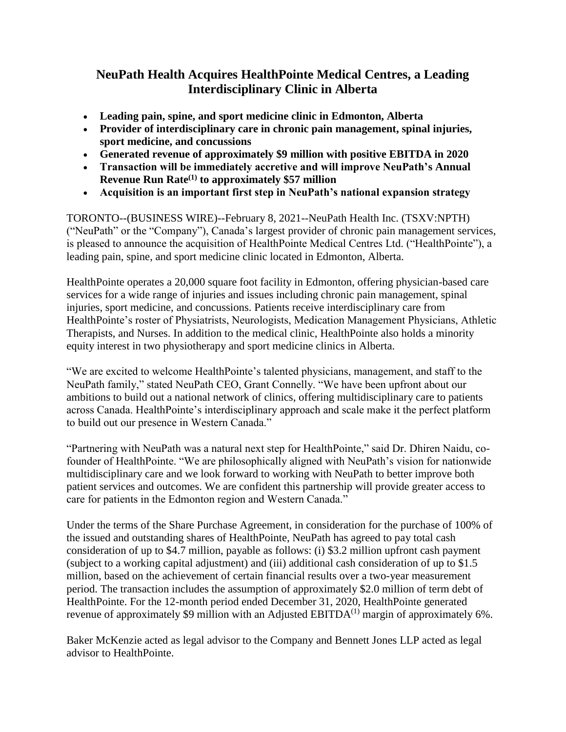# NeuPath Health Acquires HealthPointe Medical Centres, a Leading Interdisciplinary Clinic in Alberta

- **Leading pain, spine, and sport medicine clinic in Edmonton, Alberta**
- **Provider of interdisciplinary care in chronic pain management, spinal injuries, sport medicine, and concussions**
- **Generated revenue of approximately $9 million with positive EBITDA in 2020**
- **Transaction will be immediately accretive and will improve NeuPath's Annual Revenue Run Rate(1) to approximately $57 million**
- **Acquisition is an important first step in NeuPath's national expansion strategy**

TORONTO--(BUSINESS WIRE)--February 8, 2021--NeuPath Health Inc. (TSXV:NPTH) ("NeuPath" or the "Company"), Canada's largest provider of chronic pain management services, is pleased to announce the acquisition of HealthPointe Medical Centres Ltd. ("HealthPointe"), a leading pain, spine, and sport medicine clinic located in Edmonton, Alberta.

HealthPointe operates a 20,000 square foot facility in Edmonton, offering physician-based care services for a wide range of injuries and issues including chronic pain management, spinal injuries, sport medicine, and concussions. Patients receive interdisciplinary care from HealthPointe's roster of Physiatrists, Neurologists, Medication Management Physicians, Athletic Therapists, and Nurses. In addition to the medical clinic, HealthPointe also holds a minority equity interest in two physiotherapy and sport medicine clinics in Alberta.

"We are excited to welcome HealthPointe's talented physicians, management, and staff to the NeuPath family," stated NeuPath CEO, Grant Connelly. "We have been upfront about our ambitions to build out a national network of clinics, offering multidisciplinary care to patients across Canada. HealthPointe's interdisciplinary approach and scale make it the perfect platform to build out our presence in Western Canada."

"Partnering with NeuPath was a natural next step for HealthPointe," said Dr. Dhiren Naidu, co-founder of HealthPointe. "We are philosophically aligned with NeuPath's vision for nationwide multidisciplinary care and we look forward to working with NeuPath to better improve both patient services and outcomes. We are confident this partnership will provide greater access to care for patients in the Edmonton region and Western Canada."

Under the terms of the Share Purchase Agreement, in consideration for the purchase of 100% of the issued and outstanding shares of HealthPointe, NeuPath has agreed to pay total cash consideration of up to $4.7 million, payable as follows: (i) $3.2 million upfront cash payment (subject to a working capital adjustment) and (iii) additional cash consideration of up to $1.5 million, based on the achievement of certain financial results over a two-year measurement period. The transaction includes the assumption of approximately $2.0 million of term debt of HealthPointe. For the 12-month period ended December 31, 2020, HealthPointe generated revenue of approximately $9 million with an Adjusted EBITDA(1) margin of approximately 6%.

Baker McKenzie acted as legal advisor to the Company and Bennett Jones LLP acted as legal advisor to HealthPointe.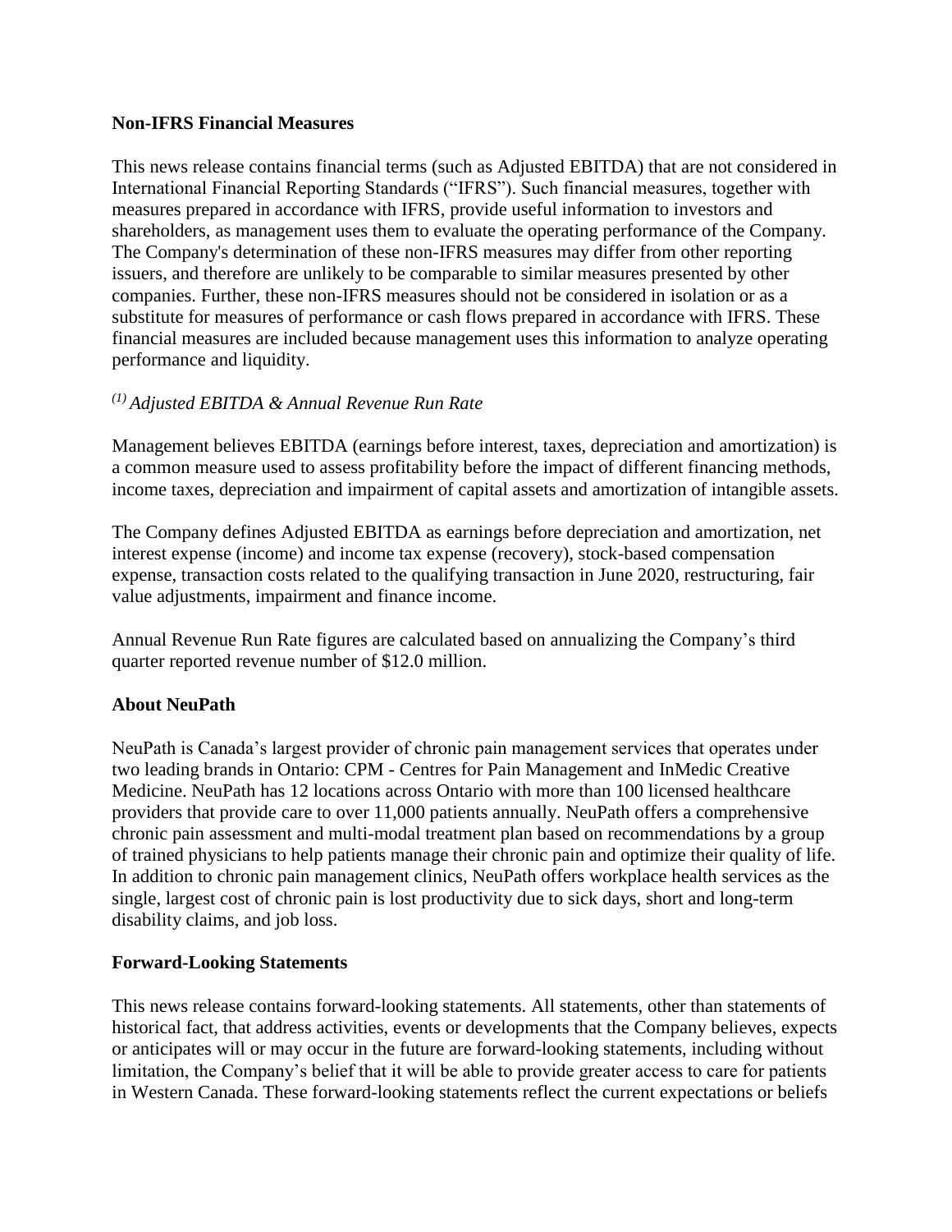**Non-IFRS Financial Measures**

This news release contains financial terms (such as Adjusted EBITDA) that are not considered in International Financial Reporting Standards ("IFRS"). Such financial measures, together with measures prepared in accordance with IFRS, provide useful information to investors and shareholders, as management uses them to evaluate the operating performance of the Company. The Company's determination of these non-IFRS measures may differ from other reporting issuers, and therefore are unlikely to be comparable to similar measures presented by other companies. Further, these non-IFRS measures should not be considered in isolation or as a substitute for measures of performance or cash flows prepared in accordance with IFRS. These financial measures are included because management uses this information to analyze operating performance and liquidity.

*(1) Adjusted EBITDA & Annual Revenue Run Rate*

Management believes EBITDA (earnings before interest, taxes, depreciation and amortization) is a common measure used to assess profitability before the impact of different financing methods, income taxes, depreciation and impairment of capital assets and amortization of intangible assets.

The Company defines Adjusted EBITDA as earnings before depreciation and amortization, net interest expense (income) and income tax expense (recovery), stock-based compensation expense, transaction costs related to the qualifying transaction in June 2020, restructuring, fair value adjustments, impairment and finance income.

Annual Revenue Run Rate figures are calculated based on annualizing the Company's third quarter reported revenue number of $12.0 million.

**About NeuPath**

NeuPath is Canada's largest provider of chronic pain management services that operates under two leading brands in Ontario: CPM - Centres for Pain Management and InMedic Creative Medicine. NeuPath has 12 locations across Ontario with more than 100 licensed healthcare providers that provide care to over 11,000 patients annually. NeuPath offers a comprehensive chronic pain assessment and multi-modal treatment plan based on recommendations by a group of trained physicians to help patients manage their chronic pain and optimize their quality of life. In addition to chronic pain management clinics, NeuPath offers workplace health services as the single, largest cost of chronic pain is lost productivity due to sick days, short and long-term disability claims, and job loss.

**Forward-Looking Statements**

This news release contains forward-looking statements. All statements, other than statements of historical fact, that address activities, events or developments that the Company believes, expects or anticipates will or may occur in the future are forward-looking statements, including without limitation, the Company's belief that it will be able to provide greater access to care for patients in Western Canada. These forward-looking statements reflect the current expectations or beliefs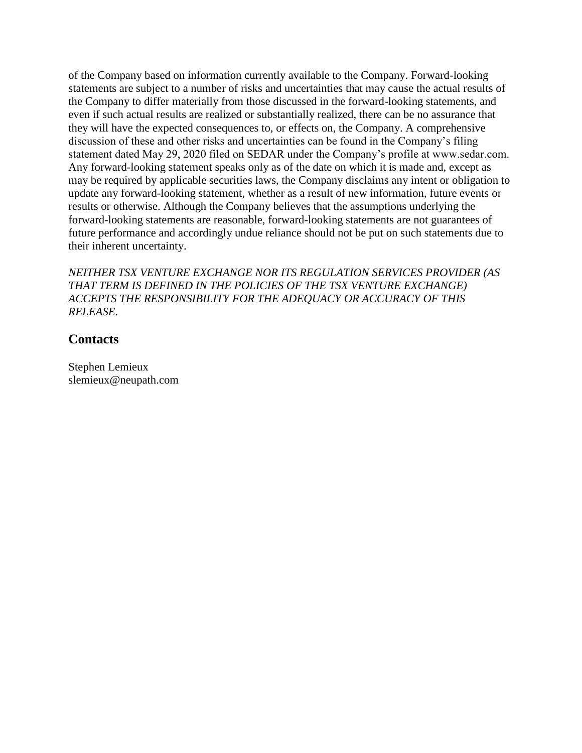of the Company based on information currently available to the Company. Forward-looking statements are subject to a number of risks and uncertainties that may cause the actual results of the Company to differ materially from those discussed in the forward-looking statements, and even if such actual results are realized or substantially realized, there can be no assurance that they will have the expected consequences to, or effects on, the Company. A comprehensive discussion of these and other risks and uncertainties can be found in the Company's filing statement dated May 29, 2020 filed on SEDAR under the Company's profile at www.sedar.com. Any forward-looking statement speaks only as of the date on which it is made and, except as may be required by applicable securities laws, the Company disclaims any intent or obligation to update any forward-looking statement, whether as a result of new information, future events or results or otherwise. Although the Company believes that the assumptions underlying the forward-looking statements are reasonable, forward-looking statements are not guarantees of future performance and accordingly undue reliance should not be put on such statements due to their inherent uncertainty.

*NEITHER TSX VENTURE EXCHANGE NOR ITS REGULATION SERVICES PROVIDER (AS THAT TERM IS DEFINED IN THE POLICIES OF THE TSX VENTURE EXCHANGE) ACCEPTS THE RESPONSIBILITY FOR THE ADEQUACY OR ACCURACY OF THIS RELEASE.*

## Contacts

Stephen Lemieux
slemieux@neupath.com